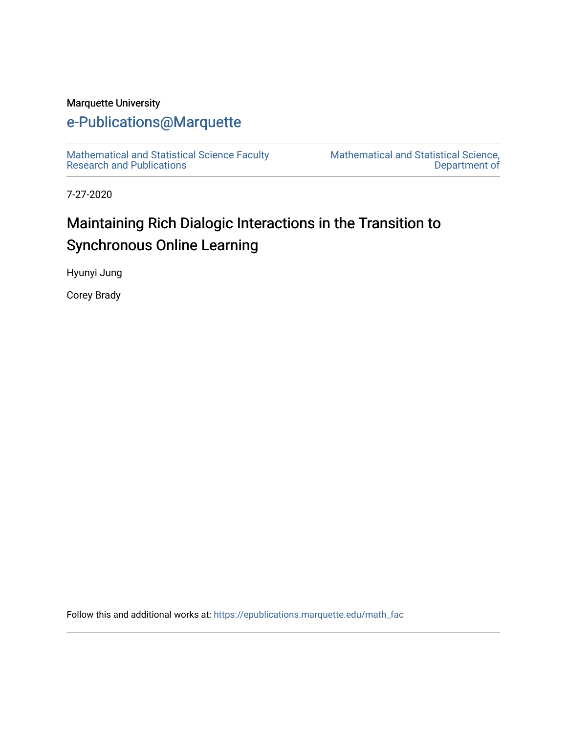Marquette University

# e-Publications@Marquette

Mathematical and Statistical Science Faculty Research and Publications

Mathematical and Statistical Science, Department of

7-27-2020

# Maintaining Rich Dialogic Interactions in the Transition to Synchronous Online Learning

Hyunyi Jung

Corey Brady

Follow this and additional works at: https://epublications.marquette.edu/math_fac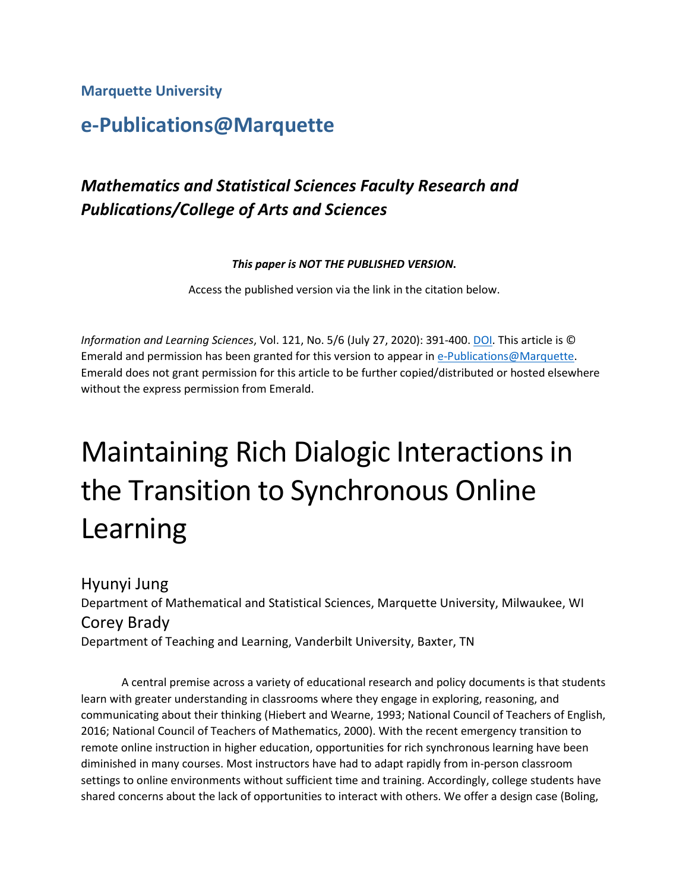**Marquette University**

## e-Publications@Marquette

### *Mathematics and Statistical Sciences Faculty Research and Publications/College of Arts and Sciences*

***This paper is NOT THE PUBLISHED VERSION.***

Access the published version via the link in the citation below.

*Information and Learning Sciences*, Vol. 121, No. 5/6 (July 27, 2020): 391-400. DOI. This article is © Emerald and permission has been granted for this version to appear in e-Publications@Marquette. Emerald does not grant permission for this article to be further copied/distributed or hosted elsewhere without the express permission from Emerald.

# Maintaining Rich Dialogic Interactions in the Transition to Synchronous Online Learning

Hyunyi Jung
Department of Mathematical and Statistical Sciences, Marquette University, Milwaukee, WI

Corey Brady
Department of Teaching and Learning, Vanderbilt University, Baxter, TN

A central premise across a variety of educational research and policy documents is that students learn with greater understanding in classrooms where they engage in exploring, reasoning, and communicating about their thinking (Hiebert and Wearne, 1993; National Council of Teachers of English, 2016; National Council of Teachers of Mathematics, 2000). With the recent emergency transition to remote online instruction in higher education, opportunities for rich synchronous learning have been diminished in many courses. Most instructors have had to adapt rapidly from in-person classroom settings to online environments without sufficient time and training. Accordingly, college students have shared concerns about the lack of opportunities to interact with others. We offer a design case (Boling,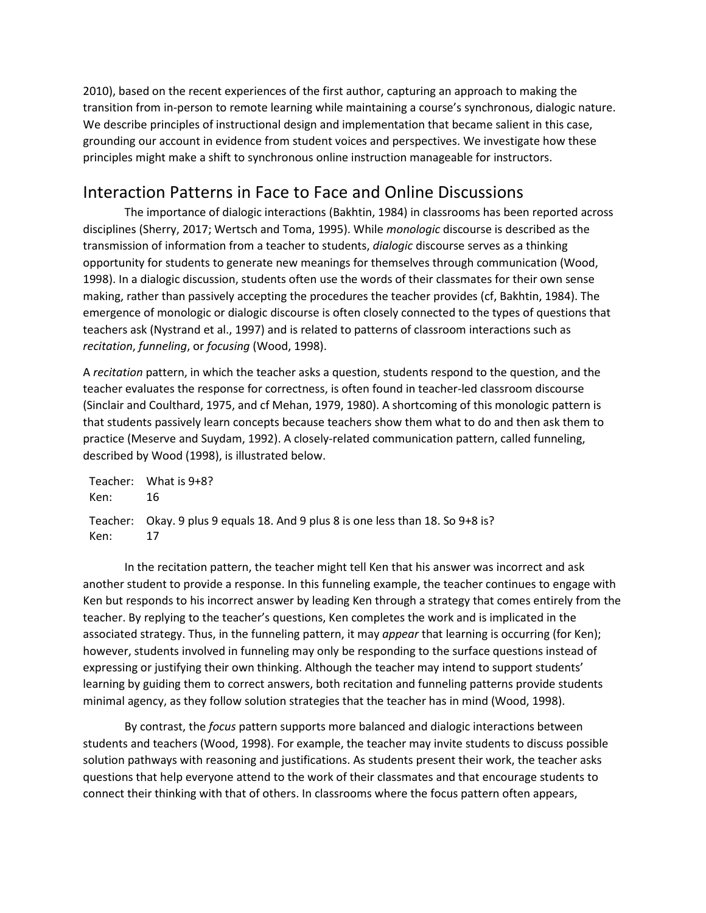2010), based on the recent experiences of the first author, capturing an approach to making the transition from in-person to remote learning while maintaining a course's synchronous, dialogic nature. We describe principles of instructional design and implementation that became salient in this case, grounding our account in evidence from student voices and perspectives. We investigate how these principles might make a shift to synchronous online instruction manageable for instructors.

## Interaction Patterns in Face to Face and Online Discussions

The importance of dialogic interactions (Bakhtin, 1984) in classrooms has been reported across disciplines (Sherry, 2017; Wertsch and Toma, 1995). While *monologic* discourse is described as the transmission of information from a teacher to students, *dialogic* discourse serves as a thinking opportunity for students to generate new meanings for themselves through communication (Wood, 1998). In a dialogic discussion, students often use the words of their classmates for their own sense making, rather than passively accepting the procedures the teacher provides (cf, Bakhtin, 1984). The emergence of monologic or dialogic discourse is often closely connected to the types of questions that teachers ask (Nystrand et al., 1997) and is related to patterns of classroom interactions such as *recitation*, *funneling*, or *focusing* (Wood, 1998).

A *recitation* pattern, in which the teacher asks a question, students respond to the question, and the teacher evaluates the response for correctness, is often found in teacher-led classroom discourse (Sinclair and Coulthard, 1975, and cf Mehan, 1979, 1980). A shortcoming of this monologic pattern is that students passively learn concepts because teachers show them what to do and then ask them to practice (Meserve and Suydam, 1992). A closely-related communication pattern, called funneling, described by Wood (1998), is illustrated below.

Teacher: What is 9+8?
Ken: 16

Teacher: Okay. 9 plus 9 equals 18. And 9 plus 8 is one less than 18. So 9+8 is?
Ken: 17

In the recitation pattern, the teacher might tell Ken that his answer was incorrect and ask another student to provide a response. In this funneling example, the teacher continues to engage with Ken but responds to his incorrect answer by leading Ken through a strategy that comes entirely from the teacher. By replying to the teacher's questions, Ken completes the work and is implicated in the associated strategy. Thus, in the funneling pattern, it may *appear* that learning is occurring (for Ken); however, students involved in funneling may only be responding to the surface questions instead of expressing or justifying their own thinking. Although the teacher may intend to support students' learning by guiding them to correct answers, both recitation and funneling patterns provide students minimal agency, as they follow solution strategies that the teacher has in mind (Wood, 1998).

By contrast, the *focus* pattern supports more balanced and dialogic interactions between students and teachers (Wood, 1998). For example, the teacher may invite students to discuss possible solution pathways with reasoning and justifications. As students present their work, the teacher asks questions that help everyone attend to the work of their classmates and that encourage students to connect their thinking with that of others. In classrooms where the focus pattern often appears,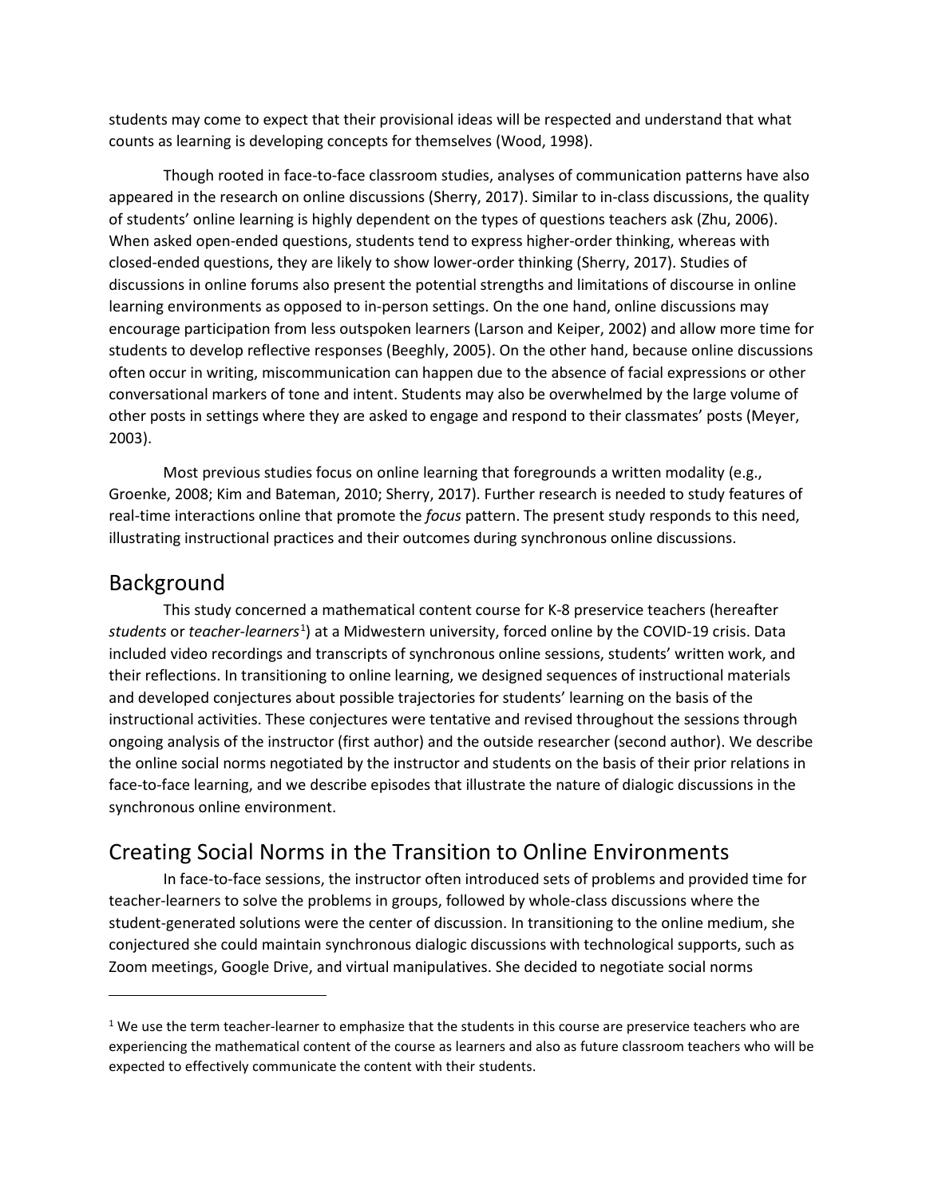students may come to expect that their provisional ideas will be respected and understand that what counts as learning is developing concepts for themselves (Wood, 1998).

Though rooted in face-to-face classroom studies, analyses of communication patterns have also appeared in the research on online discussions (Sherry, 2017). Similar to in-class discussions, the quality of students' online learning is highly dependent on the types of questions teachers ask (Zhu, 2006). When asked open-ended questions, students tend to express higher-order thinking, whereas with closed-ended questions, they are likely to show lower-order thinking (Sherry, 2017). Studies of discussions in online forums also present the potential strengths and limitations of discourse in online learning environments as opposed to in-person settings. On the one hand, online discussions may encourage participation from less outspoken learners (Larson and Keiper, 2002) and allow more time for students to develop reflective responses (Beeghly, 2005). On the other hand, because online discussions often occur in writing, miscommunication can happen due to the absence of facial expressions or other conversational markers of tone and intent. Students may also be overwhelmed by the large volume of other posts in settings where they are asked to engage and respond to their classmates' posts (Meyer, 2003).

Most previous studies focus on online learning that foregrounds a written modality (e.g., Groenke, 2008; Kim and Bateman, 2010; Sherry, 2017). Further research is needed to study features of real-time interactions online that promote the *focus* pattern. The present study responds to this need, illustrating instructional practices and their outcomes during synchronous online discussions.

## Background

This study concerned a mathematical content course for K-8 preservice teachers (hereafter *students* or *teacher-learners*[1]) at a Midwestern university, forced online by the COVID-19 crisis. Data included video recordings and transcripts of synchronous online sessions, students' written work, and their reflections. In transitioning to online learning, we designed sequences of instructional materials and developed conjectures about possible trajectories for students' learning on the basis of the instructional activities. These conjectures were tentative and revised throughout the sessions through ongoing analysis of the instructor (first author) and the outside researcher (second author). We describe the online social norms negotiated by the instructor and students on the basis of their prior relations in face-to-face learning, and we describe episodes that illustrate the nature of dialogic discussions in the synchronous online environment.

## Creating Social Norms in the Transition to Online Environments

In face-to-face sessions, the instructor often introduced sets of problems and provided time for teacher-learners to solve the problems in groups, followed by whole-class discussions where the student-generated solutions were the center of discussion. In transitioning to the online medium, she conjectured she could maintain synchronous dialogic discussions with technological supports, such as Zoom meetings, Google Drive, and virtual manipulatives. She decided to negotiate social norms

[1] We use the term teacher-learner to emphasize that the students in this course are preservice teachers who are experiencing the mathematical content of the course as learners and also as future classroom teachers who will be expected to effectively communicate the content with their students.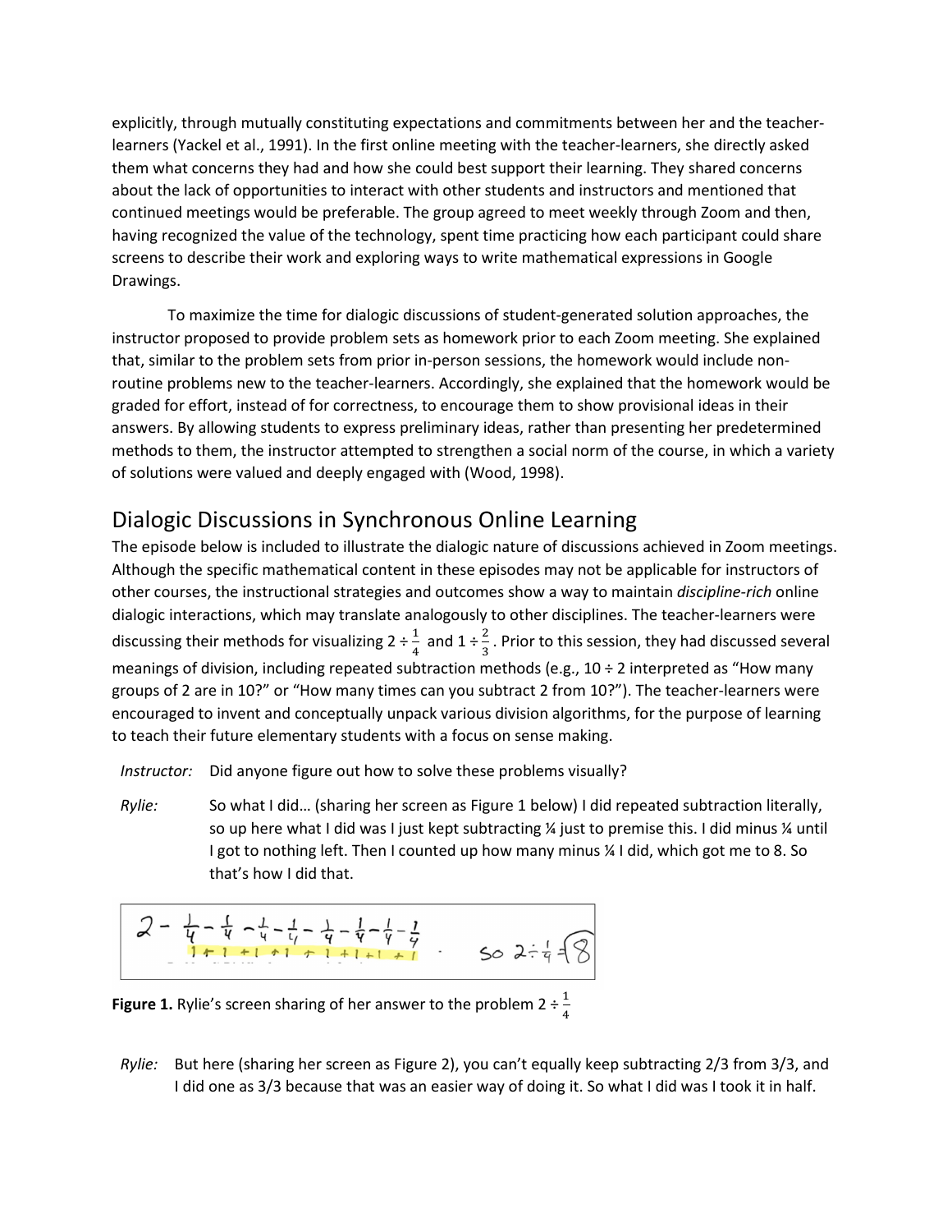explicitly, through mutually constituting expectations and commitments between her and the teacher-learners (Yackel et al., 1991). In the first online meeting with the teacher-learners, she directly asked them what concerns they had and how she could best support their learning. They shared concerns about the lack of opportunities to interact with other students and instructors and mentioned that continued meetings would be preferable. The group agreed to meet weekly through Zoom and then, having recognized the value of the technology, spent time practicing how each participant could share screens to describe their work and exploring ways to write mathematical expressions in Google Drawings.

To maximize the time for dialogic discussions of student-generated solution approaches, the instructor proposed to provide problem sets as homework prior to each Zoom meeting. She explained that, similar to the problem sets from prior in-person sessions, the homework would include non-routine problems new to the teacher-learners. Accordingly, she explained that the homework would be graded for effort, instead of for correctness, to encourage them to show provisional ideas in their answers. By allowing students to express preliminary ideas, rather than presenting her predetermined methods to them, the instructor attempted to strengthen a social norm of the course, in which a variety of solutions were valued and deeply engaged with (Wood, 1998).

## Dialogic Discussions in Synchronous Online Learning

The episode below is included to illustrate the dialogic nature of discussions achieved in Zoom meetings. Although the specific mathematical content in these episodes may not be applicable for instructors of other courses, the instructional strategies and outcomes show a way to maintain *discipline-rich* online dialogic interactions, which may translate analogously to other disciplines. The teacher-learners were discussing their methods for visualizing $2 \div \frac{1}{4}$ and $1 \div \frac{2}{3}$. Prior to this session, they had discussed several meanings of division, including repeated subtraction methods (e.g., 10 ÷ 2 interpreted as "How many groups of 2 are in 10?" or "How many times can you subtract 2 from 10?"). The teacher-learners were encouraged to invent and conceptually unpack various division algorithms, for the purpose of learning to teach their future elementary students with a focus on sense making.

*Instructor:* Did anyone figure out how to solve these problems visually?

*Rylie:* So what I did… (sharing her screen as Figure 1 below) I did repeated subtraction literally, so up here what I did was I just kept subtracting ¼ just to premise this. I did minus ¼ until I got to nothing left. Then I counted up how many minus ¼ I did, which got me to 8. So that's how I did that.

$$2 - \frac{1}{4} - \frac{1}{4} - \frac{1}{4} - \frac{1}{4} - \frac{1}{4} - \frac{1}{4} - \frac{1}{4} - \frac{1}{4}$$
$$1 + 1 + 1 + 1 + 1 + 1 + 1 + 1 \qquad \text{so } 2 \div \frac{1}{4} = 8$$

**Figure 1.** Rylie's screen sharing of her answer to the problem $2 \div \frac{1}{4}$

*Rylie:* But here (sharing her screen as Figure 2), you can't equally keep subtracting 2/3 from 3/3, and I did one as 3/3 because that was an easier way of doing it. So what I did was I took it in half.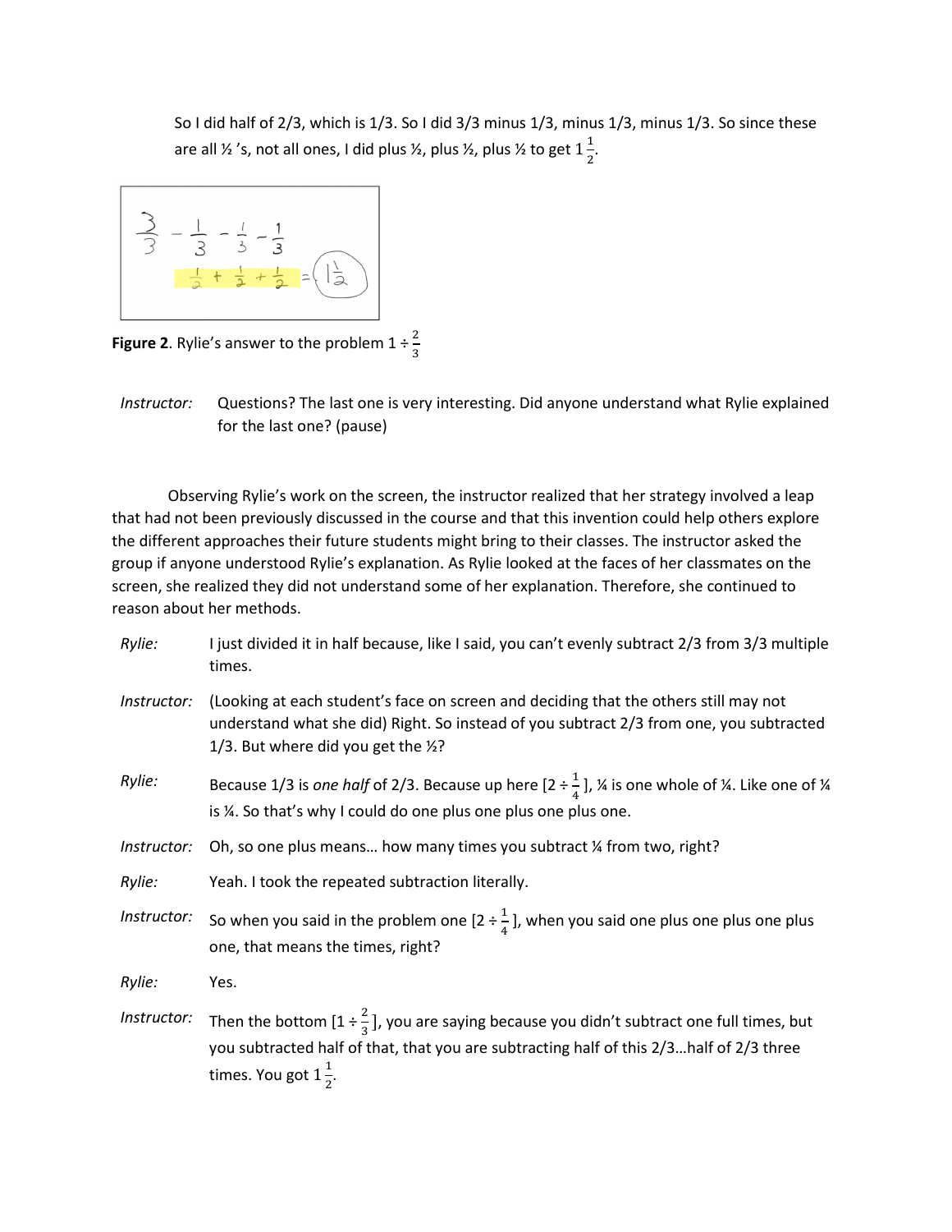So I did half of 2/3, which is 1/3. So I did 3/3 minus 1/3, minus 1/3, minus 1/3. So since these are all ½ 's, not all ones, I did plus ½, plus ½, plus ½ to get $1\frac{1}{2}$.

**Figure 2**. Rylie's answer to the problem $1 \div \frac{2}{3}$

*Instructor:* Questions? The last one is very interesting. Did anyone understand what Rylie explained for the last one? (pause)

Observing Rylie's work on the screen, the instructor realized that her strategy involved a leap that had not been previously discussed in the course and that this invention could help others explore the different approaches their future students might bring to their classes. The instructor asked the group if anyone understood Rylie's explanation. As Rylie looked at the faces of her classmates on the screen, she realized they did not understand some of her explanation. Therefore, she continued to reason about her methods.

*Rylie:* I just divided it in half because, like I said, you can't evenly subtract 2/3 from 3/3 multiple times.

*Instructor:* (Looking at each student's face on screen and deciding that the others still may not understand what she did) Right. So instead of you subtract 2/3 from one, you subtracted 1/3. But where did you get the ½?

*Rylie:* Because 1/3 is *one half* of 2/3. Because up here [$2 \div \frac{1}{4}$], ¼ is one whole of ¼. Like one of ¼ is ¼. So that's why I could do one plus one plus one plus one.

*Instructor:* Oh, so one plus means… how many times you subtract ¼ from two, right?

*Rylie:* Yeah. I took the repeated subtraction literally.

*Instructor:* So when you said in the problem one [$2 \div \frac{1}{4}$], when you said one plus one plus one plus one, that means the times, right?

*Rylie:* Yes.

*Instructor:* Then the bottom [$1 \div \frac{2}{3}$], you are saying because you didn't subtract one full times, but you subtracted half of that, that you are subtracting half of this 2/3…half of 2/3 three times. You got $1\frac{1}{2}$.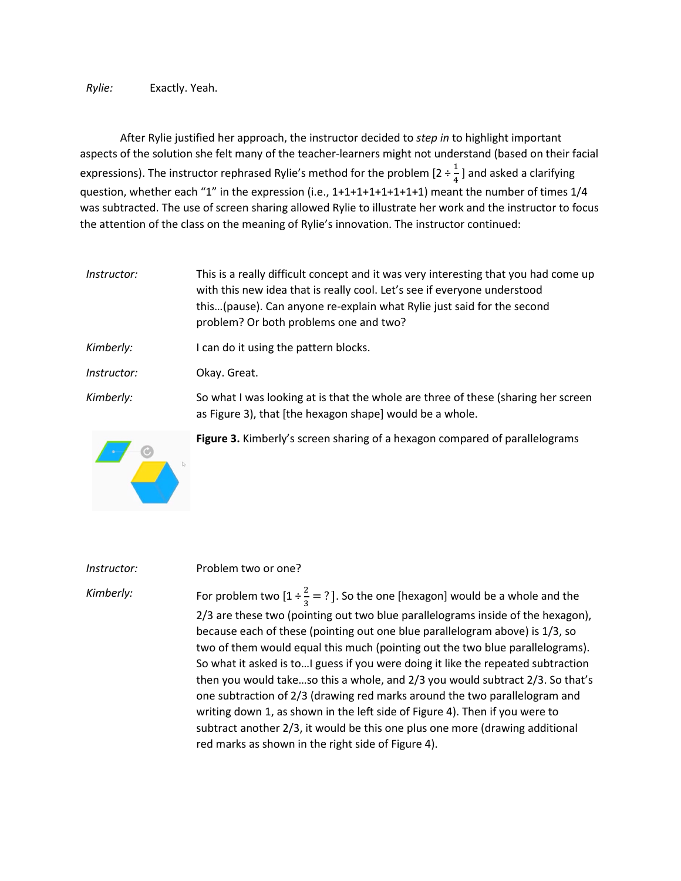*Rylie:* Exactly. Yeah.

After Rylie justified her approach, the instructor decided to *step in* to highlight important aspects of the solution she felt many of the teacher-learners might not understand (based on their facial expressions). The instructor rephrased Rylie's method for the problem [$2 \div \frac{1}{4}$] and asked a clarifying question, whether each "1" in the expression (i.e., 1+1+1+1+1+1+1+1) meant the number of times 1/4 was subtracted. The use of screen sharing allowed Rylie to illustrate her work and the instructor to focus the attention of the class on the meaning of Rylie's innovation. The instructor continued:

*Instructor:* This is a really difficult concept and it was very interesting that you had come up with this new idea that is really cool. Let's see if everyone understood this…(pause). Can anyone re-explain what Rylie just said for the second problem? Or both problems one and two?

*Kimberly:* I can do it using the pattern blocks.

*Instructor:* Okay. Great.

*Kimberly:* So what I was looking at is that the whole are three of these (sharing her screen as Figure 3), that [the hexagon shape] would be a whole.

**Figure 3.** Kimberly's screen sharing of a hexagon compared of parallelograms

*Instructor:* Problem two or one?

*Kimberly:* For problem two [$1 \div \frac{2}{3} = ?$]. So the one [hexagon] would be a whole and the 2/3 are these two (pointing out two blue parallelograms inside of the hexagon), because each of these (pointing out one blue parallelogram above) is 1/3, so two of them would equal this much (pointing out the two blue parallelograms). So what it asked is to…I guess if you were doing it like the repeated subtraction then you would take…so this a whole, and 2/3 you would subtract 2/3. So that's one subtraction of 2/3 (drawing red marks around the two parallelogram and writing down 1, as shown in the left side of Figure 4). Then if you were to subtract another 2/3, it would be this one plus one more (drawing additional red marks as shown in the right side of Figure 4).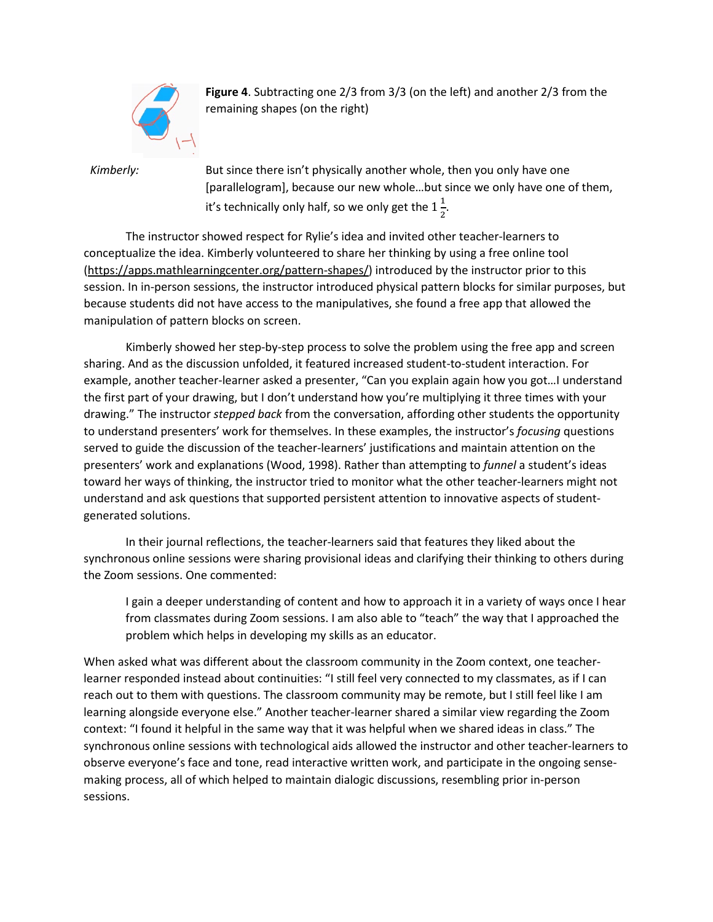**Figure 4**. Subtracting one 2/3 from 3/3 (on the left) and another 2/3 from the remaining shapes (on the right)

*Kimberly:* But since there isn't physically another whole, then you only have one [parallelogram], because our new whole…but since we only have one of them, it's technically only half, so we only get the $1\frac{1}{2}$.

The instructor showed respect for Rylie's idea and invited other teacher-learners to conceptualize the idea. Kimberly volunteered to share her thinking by using a free online tool (https://apps.mathlearningcenter.org/pattern-shapes/) introduced by the instructor prior to this session. In in-person sessions, the instructor introduced physical pattern blocks for similar purposes, but because students did not have access to the manipulatives, she found a free app that allowed the manipulation of pattern blocks on screen.

Kimberly showed her step-by-step process to solve the problem using the free app and screen sharing. And as the discussion unfolded, it featured increased student-to-student interaction. For example, another teacher-learner asked a presenter, "Can you explain again how you got…I understand the first part of your drawing, but I don't understand how you're multiplying it three times with your drawing." The instructor *stepped back* from the conversation, affording other students the opportunity to understand presenters' work for themselves. In these examples, the instructor's *focusing* questions served to guide the discussion of the teacher-learners' justifications and maintain attention on the presenters' work and explanations (Wood, 1998). Rather than attempting to *funnel* a student's ideas toward her ways of thinking, the instructor tried to monitor what the other teacher-learners might not understand and ask questions that supported persistent attention to innovative aspects of student-generated solutions.

In their journal reflections, the teacher-learners said that features they liked about the synchronous online sessions were sharing provisional ideas and clarifying their thinking to others during the Zoom sessions. One commented:

> I gain a deeper understanding of content and how to approach it in a variety of ways once I hear from classmates during Zoom sessions. I am also able to "teach" the way that I approached the problem which helps in developing my skills as an educator.

When asked what was different about the classroom community in the Zoom context, one teacher-learner responded instead about continuities: "I still feel very connected to my classmates, as if I can reach out to them with questions. The classroom community may be remote, but I still feel like I am learning alongside everyone else." Another teacher-learner shared a similar view regarding the Zoom context: "I found it helpful in the same way that it was helpful when we shared ideas in class." The synchronous online sessions with technological aids allowed the instructor and other teacher-learners to observe everyone's face and tone, read interactive written work, and participate in the ongoing sense-making process, all of which helped to maintain dialogic discussions, resembling prior in-person sessions.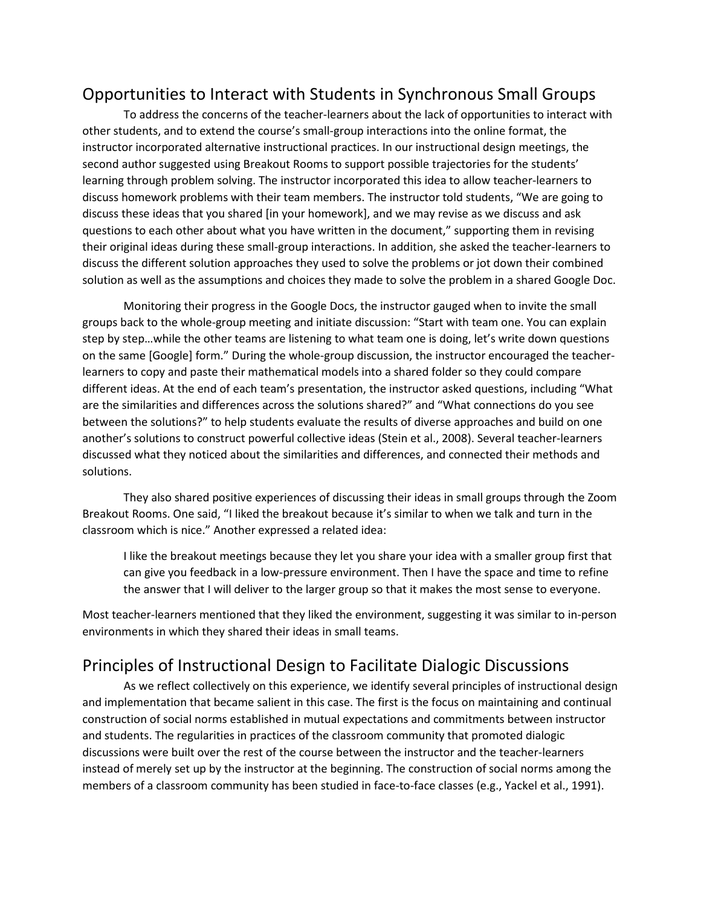## Opportunities to Interact with Students in Synchronous Small Groups

To address the concerns of the teacher-learners about the lack of opportunities to interact with other students, and to extend the course's small-group interactions into the online format, the instructor incorporated alternative instructional practices. In our instructional design meetings, the second author suggested using Breakout Rooms to support possible trajectories for the students' learning through problem solving. The instructor incorporated this idea to allow teacher-learners to discuss homework problems with their team members. The instructor told students, "We are going to discuss these ideas that you shared [in your homework], and we may revise as we discuss and ask questions to each other about what you have written in the document," supporting them in revising their original ideas during these small-group interactions. In addition, she asked the teacher-learners to discuss the different solution approaches they used to solve the problems or jot down their combined solution as well as the assumptions and choices they made to solve the problem in a shared Google Doc.

Monitoring their progress in the Google Docs, the instructor gauged when to invite the small groups back to the whole-group meeting and initiate discussion: "Start with team one. You can explain step by step…while the other teams are listening to what team one is doing, let's write down questions on the same [Google] form." During the whole-group discussion, the instructor encouraged the teacher-learners to copy and paste their mathematical models into a shared folder so they could compare different ideas. At the end of each team's presentation, the instructor asked questions, including "What are the similarities and differences across the solutions shared?" and "What connections do you see between the solutions?" to help students evaluate the results of diverse approaches and build on one another's solutions to construct powerful collective ideas (Stein et al., 2008). Several teacher-learners discussed what they noticed about the similarities and differences, and connected their methods and solutions.

They also shared positive experiences of discussing their ideas in small groups through the Zoom Breakout Rooms. One said, "I liked the breakout because it's similar to when we talk and turn in the classroom which is nice." Another expressed a related idea:

> I like the breakout meetings because they let you share your idea with a smaller group first that can give you feedback in a low-pressure environment. Then I have the space and time to refine the answer that I will deliver to the larger group so that it makes the most sense to everyone.

Most teacher-learners mentioned that they liked the environment, suggesting it was similar to in-person environments in which they shared their ideas in small teams.

## Principles of Instructional Design to Facilitate Dialogic Discussions

As we reflect collectively on this experience, we identify several principles of instructional design and implementation that became salient in this case. The first is the focus on maintaining and continual construction of social norms established in mutual expectations and commitments between instructor and students. The regularities in practices of the classroom community that promoted dialogic discussions were built over the rest of the course between the instructor and the teacher-learners instead of merely set up by the instructor at the beginning. The construction of social norms among the members of a classroom community has been studied in face-to-face classes (e.g., Yackel et al., 1991).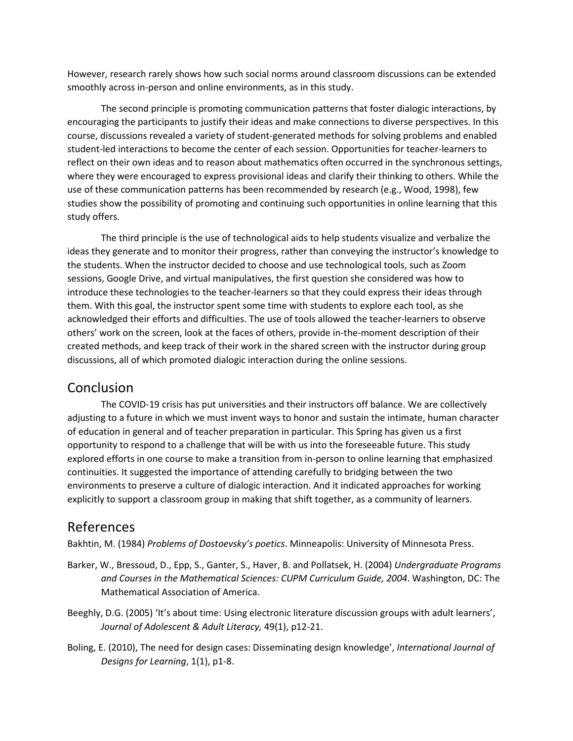However, research rarely shows how such social norms around classroom discussions can be extended smoothly across in-person and online environments, as in this study.

The second principle is promoting communication patterns that foster dialogic interactions, by encouraging the participants to justify their ideas and make connections to diverse perspectives. In this course, discussions revealed a variety of student-generated methods for solving problems and enabled student-led interactions to become the center of each session. Opportunities for teacher-learners to reflect on their own ideas and to reason about mathematics often occurred in the synchronous settings, where they were encouraged to express provisional ideas and clarify their thinking to others. While the use of these communication patterns has been recommended by research (e.g., Wood, 1998), few studies show the possibility of promoting and continuing such opportunities in online learning that this study offers.

The third principle is the use of technological aids to help students visualize and verbalize the ideas they generate and to monitor their progress, rather than conveying the instructor's knowledge to the students. When the instructor decided to choose and use technological tools, such as Zoom sessions, Google Drive, and virtual manipulatives, the first question she considered was how to introduce these technologies to the teacher-learners so that they could express their ideas through them. With this goal, the instructor spent some time with students to explore each tool, as she acknowledged their efforts and difficulties. The use of tools allowed the teacher-learners to observe others' work on the screen, look at the faces of others, provide in-the-moment description of their created methods, and keep track of their work in the shared screen with the instructor during group discussions, all of which promoted dialogic interaction during the online sessions.

## Conclusion

The COVID-19 crisis has put universities and their instructors off balance. We are collectively adjusting to a future in which we must invent ways to honor and sustain the intimate, human character of education in general and of teacher preparation in particular. This Spring has given us a first opportunity to respond to a challenge that will be with us into the foreseeable future. This study explored efforts in one course to make a transition from in-person to online learning that emphasized continuities. It suggested the importance of attending carefully to bridging between the two environments to preserve a culture of dialogic interaction. And it indicated approaches for working explicitly to support a classroom group in making that shift together, as a community of learners.

## References

Bakhtin, M. (1984) *Problems of Dostoevsky's poetics*. Minneapolis: University of Minnesota Press.

Barker, W., Bressoud, D., Epp, S., Ganter, S., Haver, B. and Pollatsek, H. (2004) *Undergraduate Programs and Courses in the Mathematical Sciences: CUPM Curriculum Guide, 2004*. Washington, DC: The Mathematical Association of America.

Beeghly, D.G. (2005) 'It's about time: Using electronic literature discussion groups with adult learners', *Journal of Adolescent & Adult Literacy,* 49(1), p12-21.

Boling, E. (2010), The need for design cases: Disseminating design knowledge', *International Journal of Designs for Learning*, 1(1), p1-8.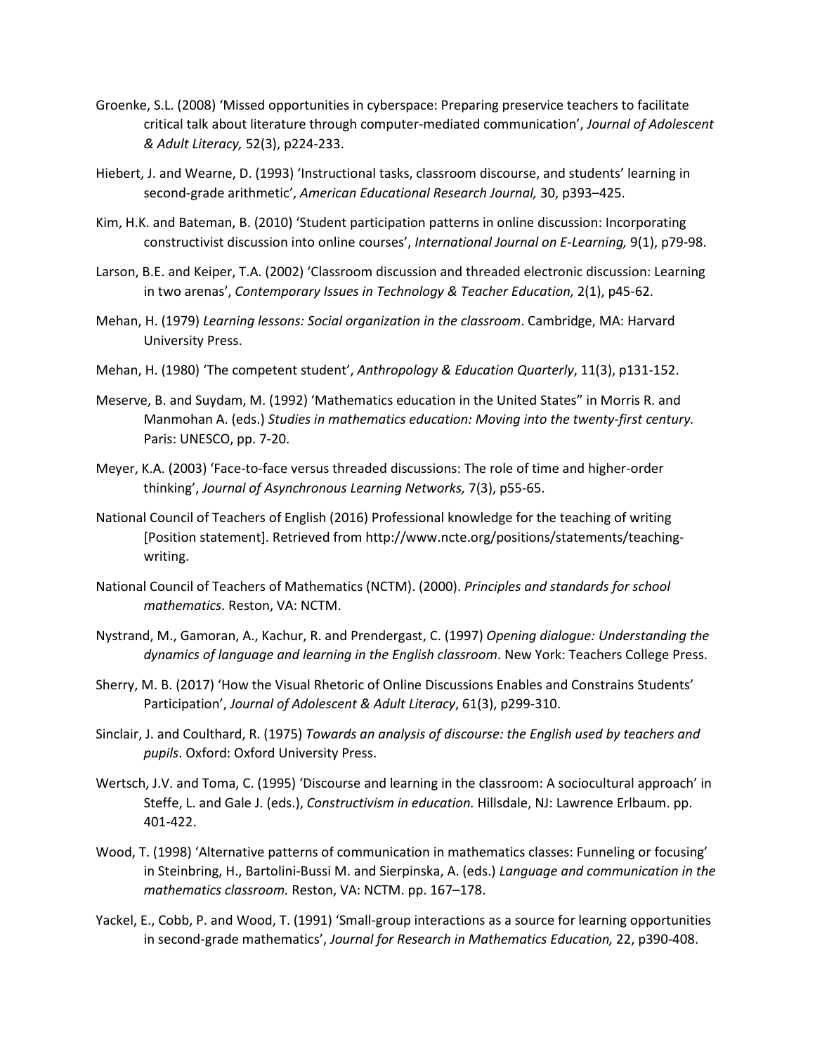Groenke, S.L. (2008) 'Missed opportunities in cyberspace: Preparing preservice teachers to facilitate critical talk about literature through computer-mediated communication', *Journal of Adolescent & Adult Literacy,* 52(3), p224-233.

Hiebert, J. and Wearne, D. (1993) 'Instructional tasks, classroom discourse, and students' learning in second-grade arithmetic', *American Educational Research Journal,* 30, p393–425.

Kim, H.K. and Bateman, B. (2010) 'Student participation patterns in online discussion: Incorporating constructivist discussion into online courses', *International Journal on E-Learning,* 9(1), p79-98.

Larson, B.E. and Keiper, T.A. (2002) 'Classroom discussion and threaded electronic discussion: Learning in two arenas', *Contemporary Issues in Technology & Teacher Education,* 2(1), p45-62.

Mehan, H. (1979) *Learning lessons: Social organization in the classroom*. Cambridge, MA: Harvard University Press.

Mehan, H. (1980) 'The competent student', *Anthropology & Education Quarterly*, 11(3), p131-152.

Meserve, B. and Suydam, M. (1992) 'Mathematics education in the United States" in Morris R. and Manmohan A. (eds.) *Studies in mathematics education: Moving into the twenty-first century.* Paris: UNESCO, pp. 7-20.

Meyer, K.A. (2003) 'Face-to-face versus threaded discussions: The role of time and higher-order thinking', *Journal of Asynchronous Learning Networks,* 7(3), p55-65.

National Council of Teachers of English (2016) Professional knowledge for the teaching of writing [Position statement]. Retrieved from http://www.ncte.org/positions/statements/teaching-writing.

National Council of Teachers of Mathematics (NCTM). (2000). *Principles and standards for school mathematics*. Reston, VA: NCTM.

Nystrand, M., Gamoran, A., Kachur, R. and Prendergast, C. (1997) *Opening dialogue: Understanding the dynamics of language and learning in the English classroom*. New York: Teachers College Press.

Sherry, M. B. (2017) 'How the Visual Rhetoric of Online Discussions Enables and Constrains Students' Participation', *Journal of Adolescent & Adult Literacy*, 61(3), p299-310.

Sinclair, J. and Coulthard, R. (1975) *Towards an analysis of discourse: the English used by teachers and pupils*. Oxford: Oxford University Press.

Wertsch, J.V. and Toma, C. (1995) 'Discourse and learning in the classroom: A sociocultural approach' in Steffe, L. and Gale J. (eds.), *Constructivism in education.* Hillsdale, NJ: Lawrence Erlbaum. pp. 401-422.

Wood, T. (1998) 'Alternative patterns of communication in mathematics classes: Funneling or focusing' in Steinbring, H., Bartolini-Bussi M. and Sierpinska, A. (eds.) *Language and communication in the mathematics classroom.* Reston, VA: NCTM. pp. 167–178.

Yackel, E., Cobb, P. and Wood, T. (1991) 'Small-group interactions as a source for learning opportunities in second-grade mathematics', *Journal for Research in Mathematics Education,* 22, p390-408.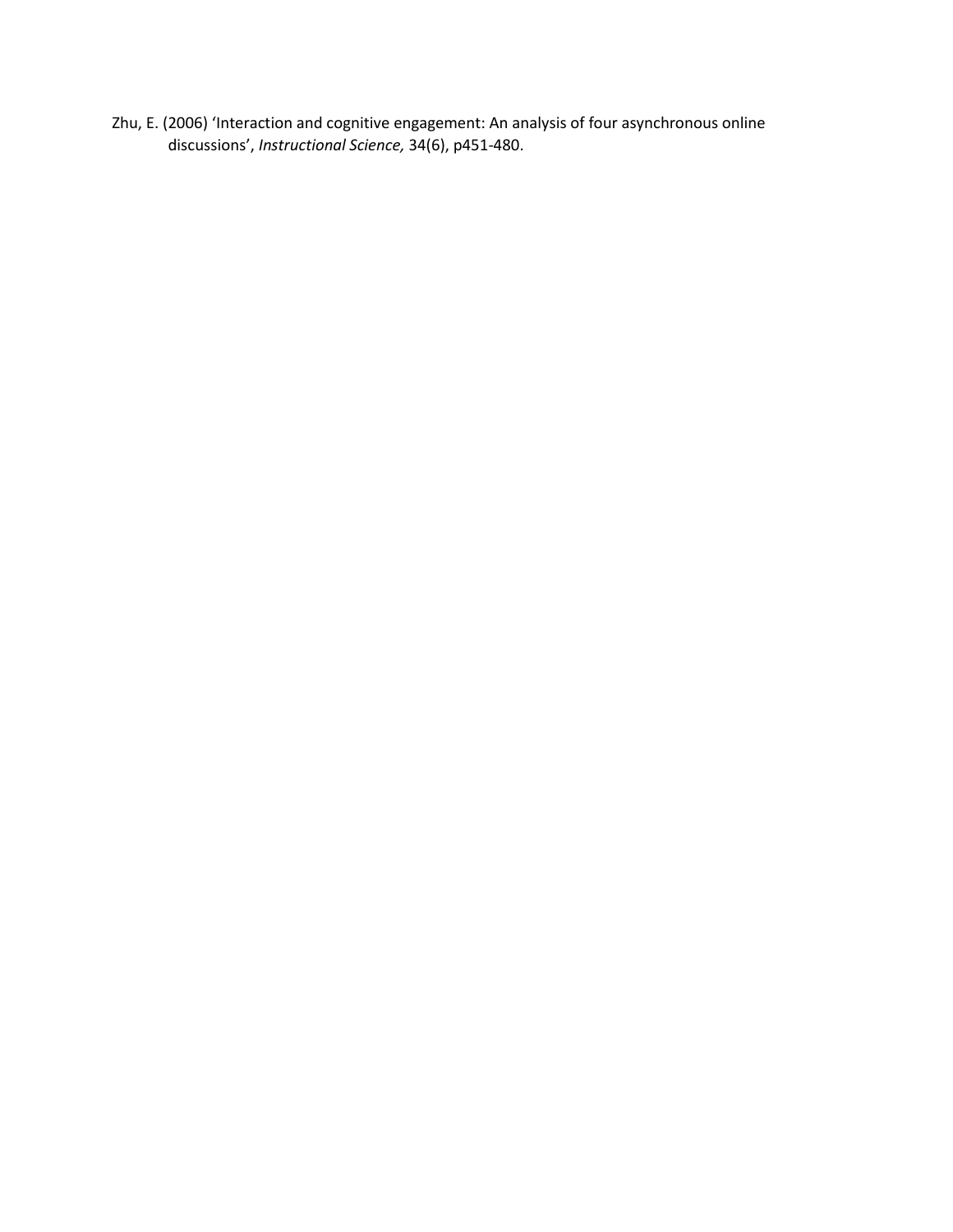Zhu, E. (2006) 'Interaction and cognitive engagement: An analysis of four asynchronous online discussions', *Instructional Science,* 34(6), p451-480.